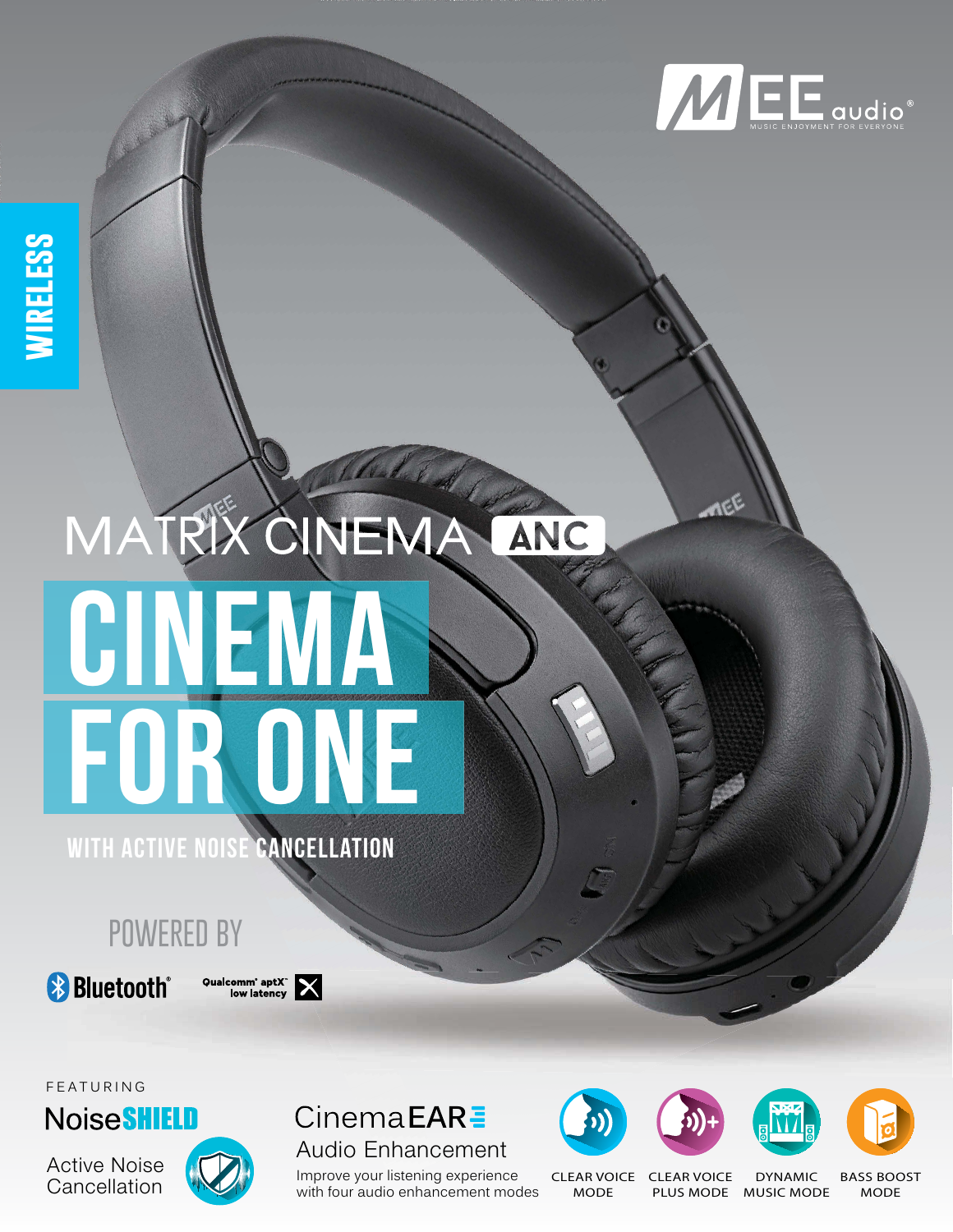MEE audio®

MUSIC ENJOYMENT FOR EVERYONE

WIRELESS

# MATRIX CINEMA ANC

# CINEMA FOR ONE

## WITH ACTIVE NOISE CANCELLATION

POWERED BY

Bluetooth®

Qualcomm® aptX™ low latency

FEATURING

**NoiseSHIELD**

Active Noise Cancellation

**CinemaEAR**

Audio Enhancement

Improve your listening experience with four audio enhancement modes

CLEAR VOICE MODE

CLEAR VOICE PLUS MODE

DYNAMIC MUSIC MODE

BASS BOOST MODE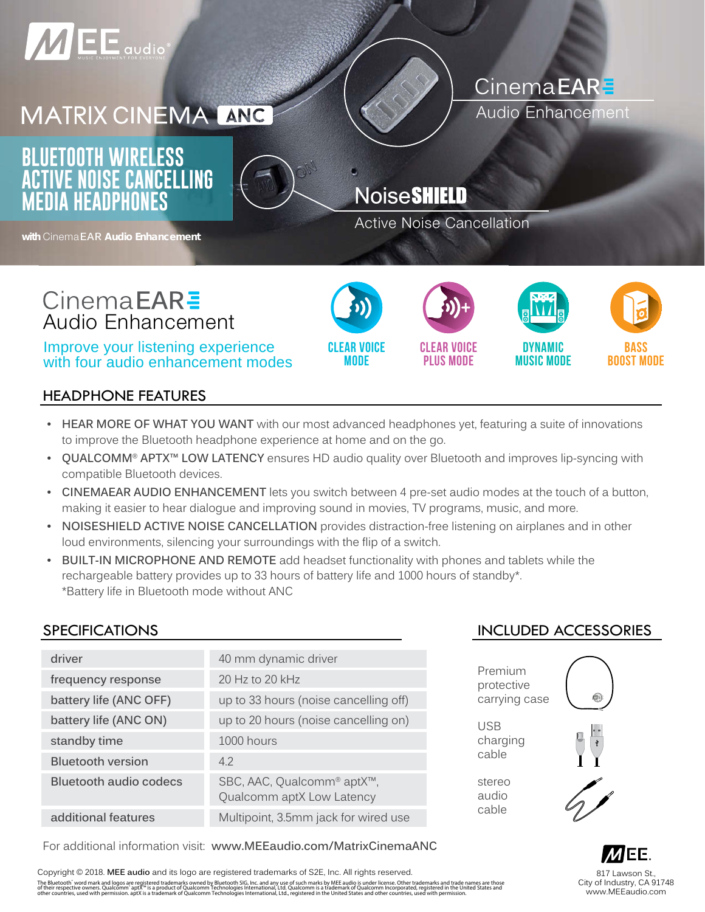MEE audio®

MUSIC ENJOYMENT FOR EVERYONE

# MATRIX CINEMA ANC

## BLUETOOTH WIRELESS ACTIVE NOISE CANCELLING MEDIA HEADPHONES

**with** CinemaEAR **Audio Enhancement**

CinemaEAR
Audio Enhancement

NoiseSHIELD
Active Noise Cancellation

## CinemaEAR Audio Enhancement

Improve your listening experience with four audio enhancement modes

CLEAR VOICE MODE

CLEAR VOICE PLUS MODE

DYNAMIC MUSIC MODE

BASS BOOST MODE

## HEADPHONE FEATURES

- HEAR MORE OF WHAT YOU WANT with our most advanced headphones yet, featuring a suite of innovations to improve the Bluetooth headphone experience at home and on the go.
- QUALCOMM® APTX™ LOW LATENCY ensures HD audio quality over Bluetooth and improves lip-syncing with compatible Bluetooth devices.
- CINEMAEAR AUDIO ENHANCEMENT lets you switch between 4 pre-set audio modes at the touch of a button, making it easier to hear dialogue and improving sound in movies, TV programs, music, and more.
- NOISESHIELD ACTIVE NOISE CANCELLATION provides distraction-free listening on airplanes and in other loud environments, silencing your surroundings with the flip of a switch.
- BUILT-IN MICROPHONE AND REMOTE add headset functionality with phones and tablets while the rechargeable battery provides up to 33 hours of battery life and 1000 hours of standby*.
  *Battery life in Bluetooth mode without ANC

## SPECIFICATIONS

| | |
|---|---|
| driver | 40 mm dynamic driver |
| frequency response | 20 Hz to 20 kHz |
| battery life (ANC OFF) | up to 33 hours (noise cancelling off) |
| battery life (ANC ON) | up to 20 hours (noise cancelling on) |
| standby time | 1000 hours |
| Bluetooth version | 4.2 |
| Bluetooth audio codecs | SBC, AAC, Qualcomm® aptX™, Qualcomm aptX Low Latency |
| additional features | Multipoint, 3.5mm jack for wired use |

## INCLUDED ACCESSORIES

- Premium protective carrying case
- USB charging cable
- stereo audio cable

For additional information visit: **www.MEEaudio.com/MatrixCinemaANC**

Copyright © 2018. **MEE audio** and its logo are registered trademarks of S2E, Inc. All rights reserved.

The Bluetooth® word mark and logos are registered trademarks owned by Bluetooth SIG, Inc. and any use of such marks by MEE audio is under license. Other trademarks and trade names are those of their respective owners. Qualcomm® aptX™ is a product of Qualcomm Technologies International, Ltd. Qualcomm is a trademark of Qualcomm Incorporated, registered in the United States and other countries, used with permission. aptX is a trademark of Qualcomm Technologies International, Ltd., registered in the United States and other countries, used with permission.

MEE.
817 Lawson St.,
City of Industry, CA 91748
www.MEEaudio.com